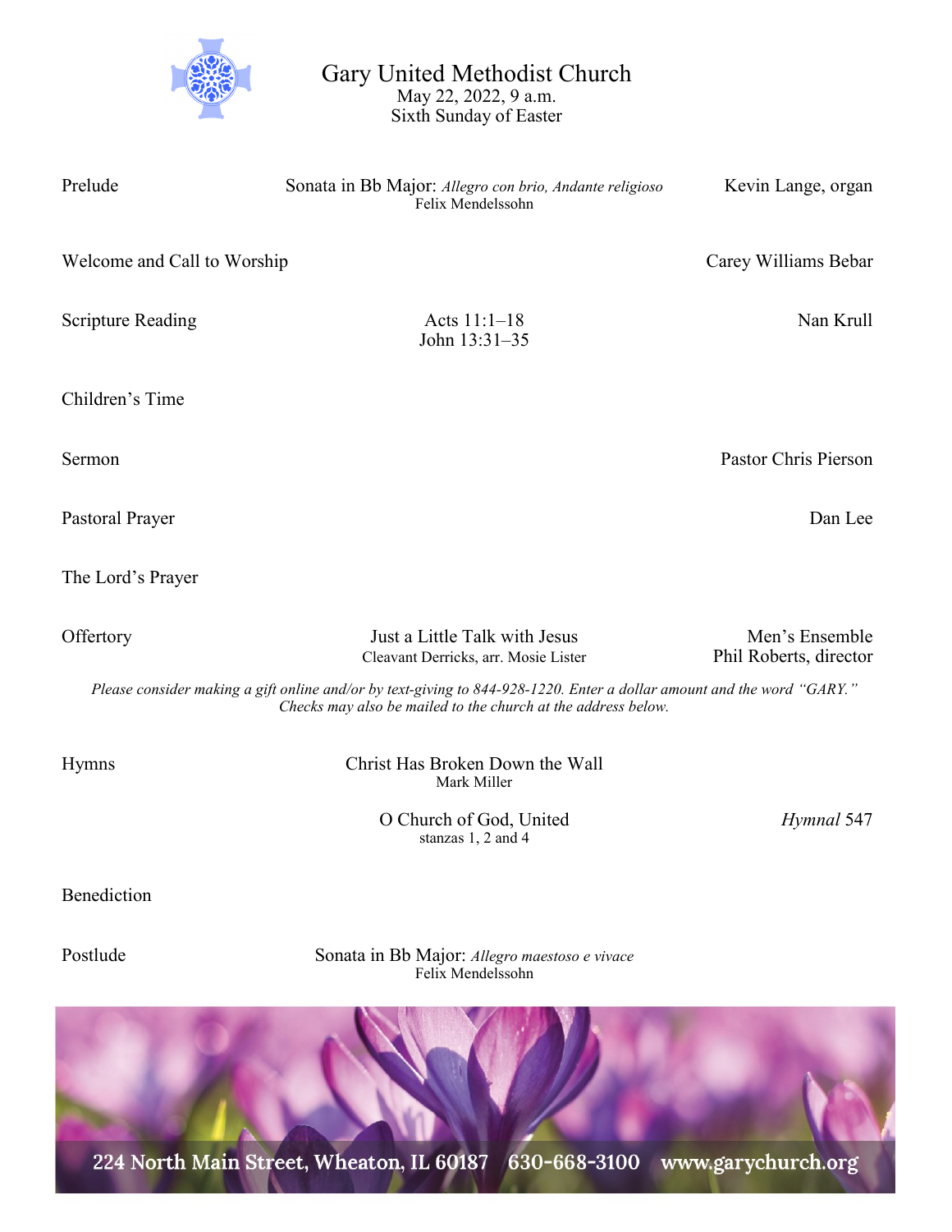# Gary United Methodist Church

May 22, 2022, 9 a.m.
Sixth Sunday of Easter

**Prelude** — Sonata in Bb Major: *Allegro con brio, Andante religioso* — Kevin Lange, organ
Felix Mendelssohn

**Welcome and Call to Worship** — Carey Williams Bebar

**Scripture Reading** — Acts 11:1–18, John 13:31–35 — Nan Krull

**Children's Time**

**Sermon** — Pastor Chris Pierson

**Pastoral Prayer** — Dan Lee

**The Lord's Prayer**

**Offertory** — Just a Little Talk with Jesus — Men's Ensemble, Phil Roberts, director
Cleavant Derricks, arr. Mosie Lister

*Please consider making a gift online and/or by text-giving to 844-928-1220. Enter a dollar amount and the word "GARY." Checks may also be mailed to the church at the address below.*

**Hymns** — Christ Has Broken Down the Wall
Mark Miller

O Church of God, United — *Hymnal* 547
stanzas 1, 2 and 4

**Benediction**

**Postlude** — Sonata in Bb Major: *Allegro maestoso e vivace*
Felix Mendelssohn

224 North Main Street, Wheaton, IL 60187 630-668-3100 www.garychurch.org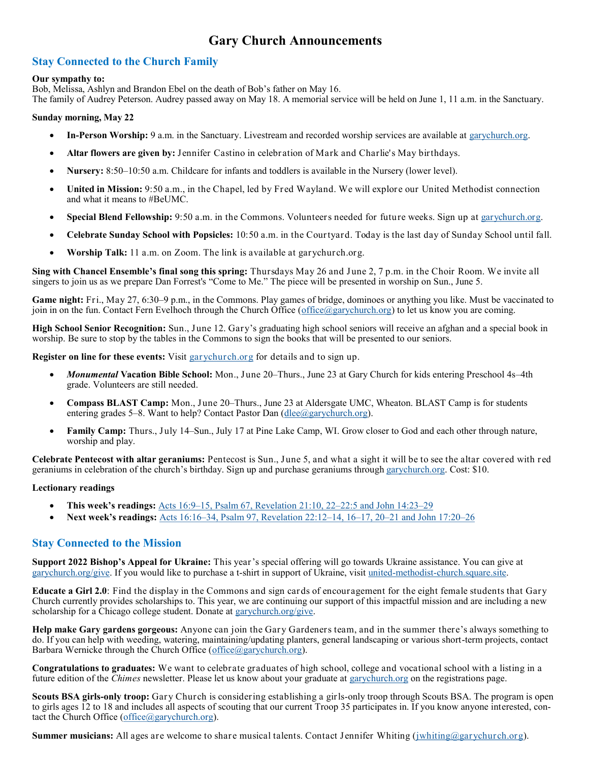# Gary Church Announcements

## Stay Connected to the Church Family

**Our sympathy to:**
Bob, Melissa, Ashlyn and Brandon Ebel on the death of Bob's father on May 16.
The family of Audrey Peterson. Audrey passed away on May 18. A memorial service will be held on June 1, 11 a.m. in the Sanctuary.

**Sunday morning, May 22**

- **In-Person Worship:** 9 a.m. in the Sanctuary. Livestream and recorded worship services are available at garychurch.org.
- **Altar flowers are given by:** Jennifer Castino in celebration of Mark and Charlie's May birthdays.
- **Nursery:** 8:50–10:50 a.m. Childcare for infants and toddlers is available in the Nursery (lower level).
- **United in Mission:** 9:50 a.m., in the Chapel, led by Fred Wayland. We will explore our United Methodist connection and what it means to #BeUMC.
- **Special Blend Fellowship:** 9:50 a.m. in the Commons. Volunteers needed for future weeks. Sign up at garychurch.org.
- **Celebrate Sunday School with Popsicles:** 10:50 a.m. in the Courtyard. Today is the last day of Sunday School until fall.
- **Worship Talk:** 11 a.m. on Zoom. The link is available at garychurch.org.

**Sing with Chancel Ensemble's final song this spring:** Thursdays May 26 and June 2, 7 p.m. in the Choir Room. We invite all singers to join us as we prepare Dan Forrest's "Come to Me." The piece will be presented in worship on Sun., June 5.

**Game night:** Fri., May 27, 6:30–9 p.m., in the Commons. Play games of bridge, dominoes or anything you like. Must be vaccinated to join in on the fun. Contact Fern Evelhoch through the Church Office (office@garychurch.org) to let us know you are coming.

**High School Senior Recognition:** Sun., June 12. Gary's graduating high school seniors will receive an afghan and a special book in worship. Be sure to stop by the tables in the Commons to sign the books that will be presented to our seniors.

**Register on line for these events:** Visit garychurch.org for details and to sign up.

- ***Monumental* Vacation Bible School:** Mon., June 20–Thurs., June 23 at Gary Church for kids entering Preschool 4s–4th grade. Volunteers are still needed.
- **Compass BLAST Camp:** Mon., June 20–Thurs., June 23 at Aldersgate UMC, Wheaton. BLAST Camp is for students entering grades 5–8. Want to help? Contact Pastor Dan (dlee@garychurch.org).
- **Family Camp:** Thurs., July 14–Sun., July 17 at Pine Lake Camp, WI. Grow closer to God and each other through nature, worship and play.

**Celebrate Pentecost with altar geraniums:** Pentecost is Sun., June 5, and what a sight it will be to see the altar covered with red geraniums in celebration of the church's birthday. Sign up and purchase geraniums through garychurch.org. Cost: $10.

**Lectionary readings**

- **This week's readings:** Acts 16:9–15, Psalm 67, Revelation 21:10, 22–22:5 and John 14:23–29
- **Next week's readings:** Acts 16:16–34, Psalm 97, Revelation 22:12–14, 16–17, 20–21 and John 17:20–26

## Stay Connected to the Mission

**Support 2022 Bishop's Appeal for Ukraine:** This year's special offering will go towards Ukraine assistance. You can give at garychurch.org/give. If you would like to purchase a t-shirt in support of Ukraine, visit united-methodist-church.square.site.

**Educate a Girl 2.0**: Find the display in the Commons and sign cards of encouragement for the eight female students that Gary Church currently provides scholarships to. This year, we are continuing our support of this impactful mission and are including a new scholarship for a Chicago college student. Donate at garychurch.org/give.

**Help make Gary gardens gorgeous:** Anyone can join the Gary Gardeners team, and in the summer there's always something to do. If you can help with weeding, watering, maintaining/updating planters, general landscaping or various short-term projects, contact Barbara Wernicke through the Church Office (office@garychurch.org).

**Congratulations to graduates:** We want to celebrate graduates of high school, college and vocational school with a listing in a future edition of the *Chimes* newsletter. Please let us know about your graduate at garychurch.org on the registrations page.

**Scouts BSA girls-only troop:** Gary Church is considering establishing a girls-only troop through Scouts BSA. The program is open to girls ages 12 to 18 and includes all aspects of scouting that our current Troop 35 participates in. If you know anyone interested, contact the Church Office (office@garychurch.org).

**Summer musicians:** All ages are welcome to share musical talents. Contact Jennifer Whiting (jwhiting@garychurch.org).